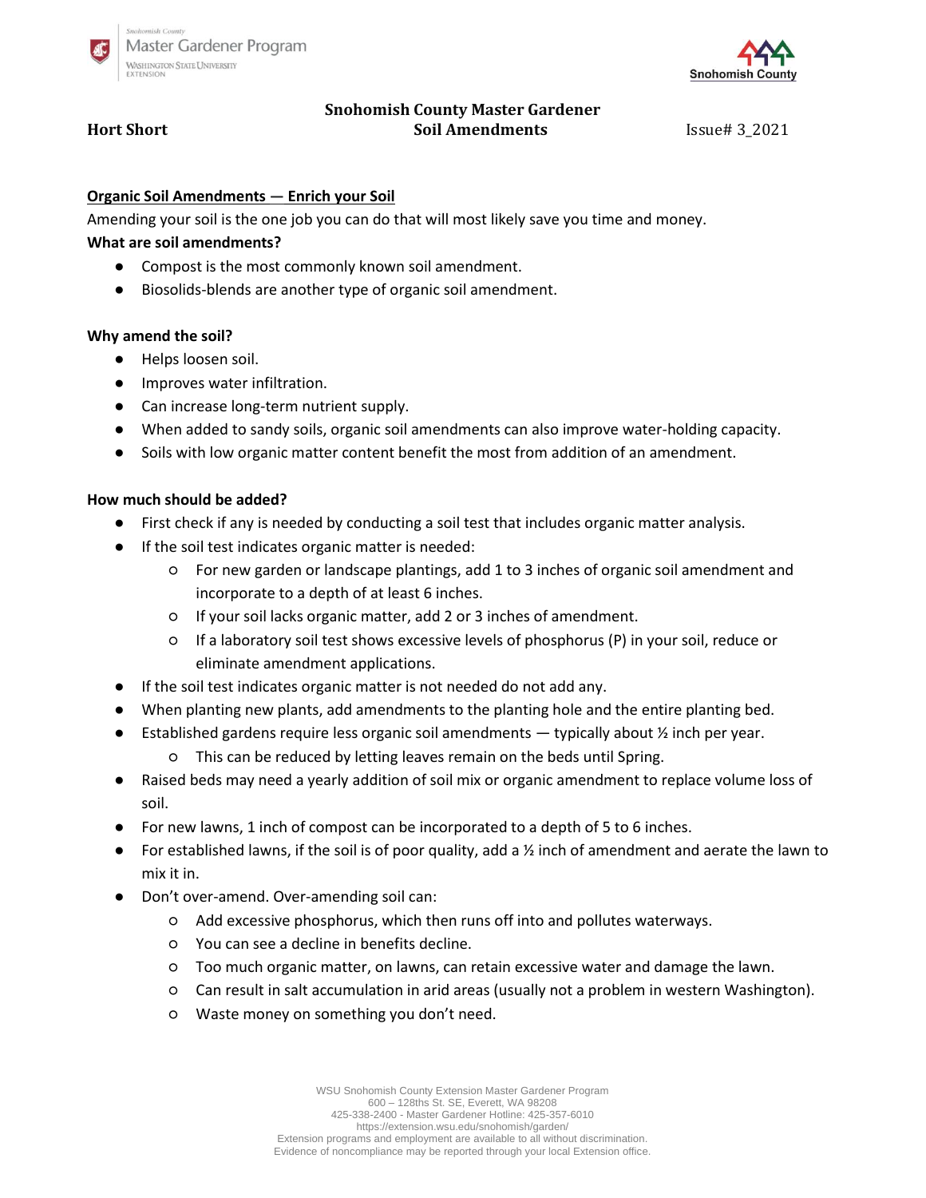Snohomish County Master Gardener Program — Washington State University Extension

Snohomish County

**Hort Short** | **Snohomish County Master Gardener Soil Amendments** | Issue# 3_2021

## Organic Soil Amendments — Enrich your Soil

Amending your soil is the one job you can do that will most likely save you time and money.

**What are soil amendments?**

- Compost is the most commonly known soil amendment.
- Biosolids-blends are another type of organic soil amendment.

**Why amend the soil?**

- Helps loosen soil.
- Improves water infiltration.
- Can increase long-term nutrient supply.
- When added to sandy soils, organic soil amendments can also improve water-holding capacity.
- Soils with low organic matter content benefit the most from addition of an amendment.

**How much should be added?**

- First check if any is needed by conducting a soil test that includes organic matter analysis.
- If the soil test indicates organic matter is needed:
  - For new garden or landscape plantings, add 1 to 3 inches of organic soil amendment and incorporate to a depth of at least 6 inches.
  - If your soil lacks organic matter, add 2 or 3 inches of amendment.
  - If a laboratory soil test shows excessive levels of phosphorus (P) in your soil, reduce or eliminate amendment applications.
- If the soil test indicates organic matter is not needed do not add any.
- When planting new plants, add amendments to the planting hole and the entire planting bed.
- Established gardens require less organic soil amendments — typically about ½ inch per year.
  - This can be reduced by letting leaves remain on the beds until Spring.
- Raised beds may need a yearly addition of soil mix or organic amendment to replace volume loss of soil.
- For new lawns, 1 inch of compost can be incorporated to a depth of 5 to 6 inches.
- For established lawns, if the soil is of poor quality, add a ½ inch of amendment and aerate the lawn to mix it in.
- Don't over-amend. Over-amending soil can:
  - Add excessive phosphorus, which then runs off into and pollutes waterways.
  - You can see a decline in benefits decline.
  - Too much organic matter, on lawns, can retain excessive water and damage the lawn.
  - Can result in salt accumulation in arid areas (usually not a problem in western Washington).
  - Waste money on something you don't need.

WSU Snohomish County Extension Master Gardener Program
600 – 128ths St. SE, Everett, WA 98208
425-338-2400 - Master Gardener Hotline: 425-357-6010
https://extension.wsu.edu/snohomish/garden/
Extension programs and employment are available to all without discrimination.
Evidence of noncompliance may be reported through your local Extension office.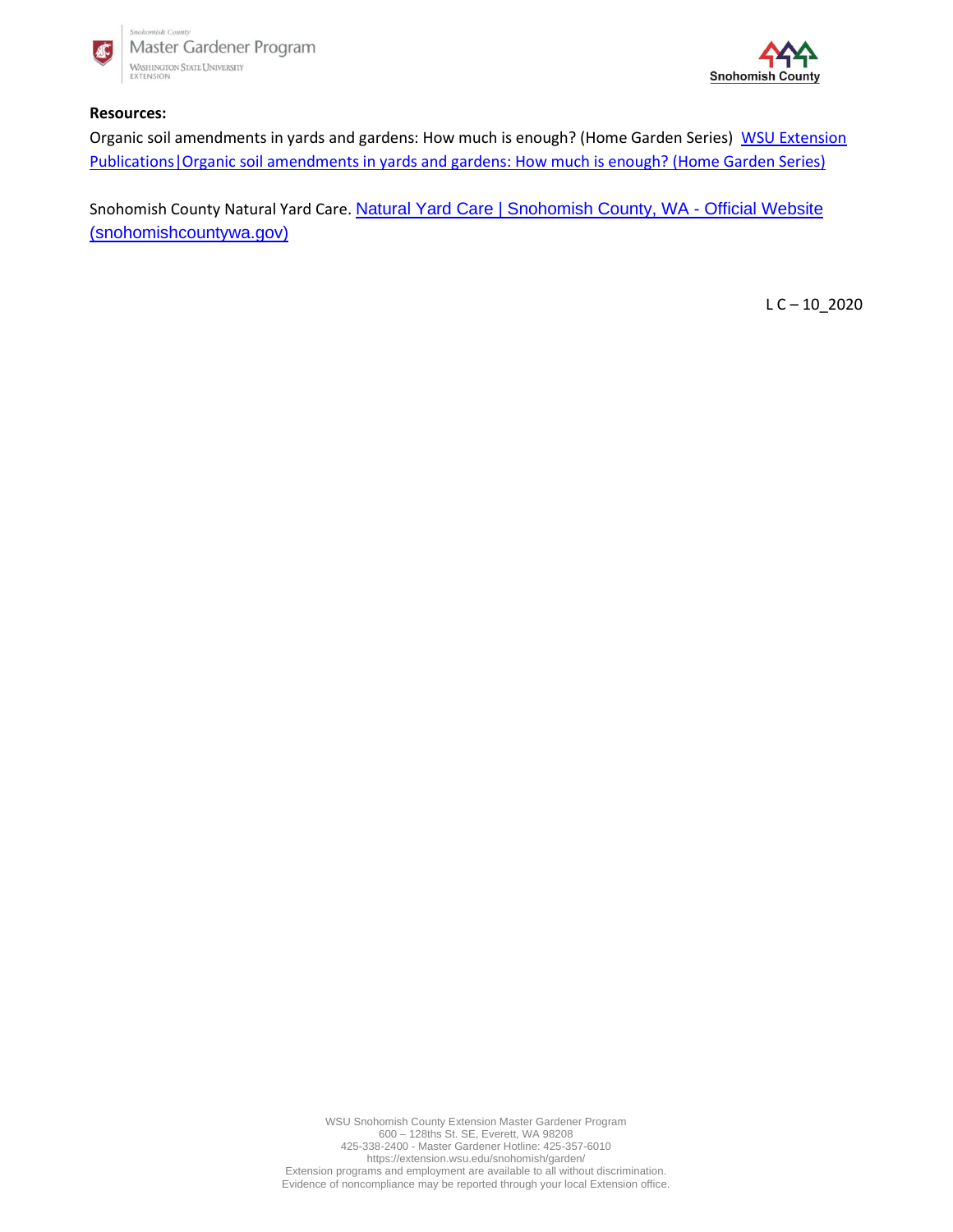**Resources:**

Organic soil amendments in yards and gardens: How much is enough? (Home Garden Series) WSU Extension Publications|Organic soil amendments in yards and gardens: How much is enough? (Home Garden Series)

Snohomish County Natural Yard Care. Natural Yard Care | Snohomish County, WA - Official Website (snohomishcountywa.gov)

L C – 10_2020

WSU Snohomish County Extension Master Gardener Program
600 – 128ths St. SE, Everett, WA 98208
425-338-2400 - Master Gardener Hotline: 425-357-6010
https://extension.wsu.edu/snohomish/garden/
Extension programs and employment are available to all without discrimination.
Evidence of noncompliance may be reported through your local Extension office.